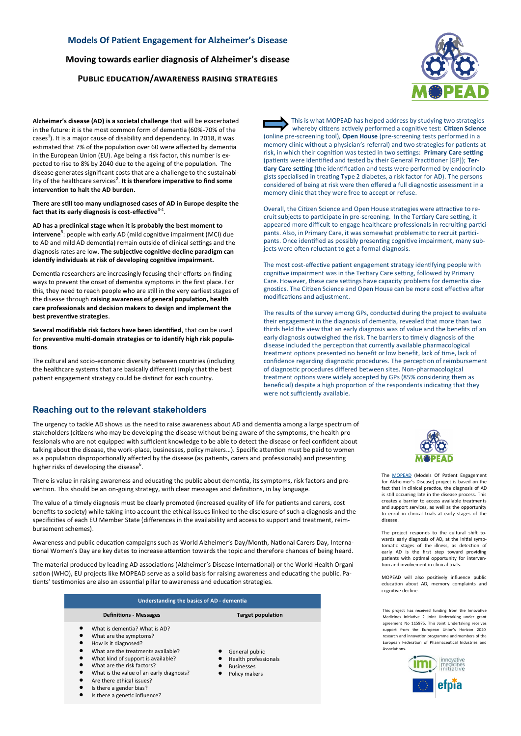# Models Of Patient Engagement for Alzheimer's Disease

## Moving towards earlier diagnosis of Alzheimer's disease

### Public education/awareness raising strategies

**Alzheimer's disease (AD) is a societal challenge** that will be exacerbated in the future: it is the most common form of dementia (60%-70% of the cases[1]). It is a major cause of disability and dependency. In 2018, it was estimated that 7% of the population over 60 were affected by dementia in the European Union (EU). Age being a risk factor, this number is expected to rise to 8% by 2040 due to the ageing of the population. The disease generates significant costs that are a challenge to the sustainability of the healthcare services[2]. **It is therefore imperative to find some intervention to halt the AD burden.**

**There are still too many undiagnosed cases of AD in Europe despite the fact that its early diagnosis is cost-effective**[3-4].

**AD has a preclinical stage when it is probably the best moment to intervene**[5]: people with early AD (mild cognitive impairment (MCI) due to AD and mild AD dementia) remain outside of clinical settings and the diagnosis rates are low. **The subjective cognitive decline paradigm can identify individuals at risk of developing cognitive impairment.**

Dementia researchers are increasingly focusing their efforts on finding ways to prevent the onset of dementia symptoms in the first place. For this, they need to reach people who are still in the very earliest stages of the disease through **raising awareness of general population, health care professionals and decision makers to design and implement the best preventive strategies**.

**Several modifiable risk factors have been identified**, that can be used for **preventive multi-domain strategies or to identify high risk populations**.

The cultural and socio-economic diversity between countries (including the healthcare systems that are basically different) imply that the best patient engagement strategy could be distinct for each country.

This is what MOPEAD has helped address by studying two strategies whereby citizens actively performed a cognitive test: **Citizen Science** (online pre-screening tool), **Open House** (pre-screening tests performed in a memory clinic without a physician's referral) and two strategies for patients at risk, in which their cognition was tested in two settings: **Primary Care setting** (patients were identified and tested by their General Practitioner [GP]); **Tertiary Care setting** (the identification and tests were performed by endocrinologists specialised in treating Type 2 diabetes, a risk factor for AD). The persons considered of being at risk were then offered a full diagnostic assessment in a memory clinic that they were free to accept or refuse.

Overall, the Citizen Science and Open House strategies were attractive to recruit subjects to participate in pre-screening. In the Tertiary Care setting, it appeared more difficult to engage healthcare professionals in recruiting participants. Also, in Primary Care, it was somewhat problematic to recruit participants. Once identified as possibly presenting cognitive impairment, many subjects were often reluctant to get a formal diagnosis.

The most cost-effective patient engagement strategy identifying people with cognitive impairment was in the Tertiary Care setting, followed by Primary Care. However, these care settings have capacity problems for dementia diagnostics. The Citizen Science and Open House can be more cost effective after modifications and adjustment.

The results of the survey among GPs, conducted during the project to evaluate their engagement in the diagnosis of dementia, revealed that more than two thirds held the view that an early diagnosis was of value and the benefits of an early diagnosis outweighed the risk. The barriers to timely diagnosis of the disease included the perception that currently available pharmacological treatment options presented no benefit or low benefit, lack of time, lack of confidence regarding diagnostic procedures. The perception of reimbursement of diagnostic procedures differed between sites. Non-pharmacological treatment options were widely accepted by GPs (85% considering them as beneficial) despite a high proportion of the respondents indicating that they were not sufficiently available.

## Reaching out to the relevant stakeholders

The urgency to tackle AD shows us the need to raise awareness about AD and dementia among a large spectrum of stakeholders (citizens who may be developing the disease without being aware of the symptoms, the health professionals who are not equipped with sufficient knowledge to be able to detect the disease or feel confident about talking about the disease, the work-place, businesses, policy makers…). Specific attention must be paid to women as a population disproportionally affected by the disease (as patients, carers and professionals) and presenting higher risks of developing the disease[6].

There is value in raising awareness and educating the public about dementia, its symptoms, risk factors and prevention. This should be an on-going strategy, with clear messages and definitions, in lay language.

The value of a timely diagnosis must be clearly promoted (increased quality of life for patients and carers, cost benefits to society) while taking into account the ethical issues linked to the disclosure of such a diagnosis and the specificities of each EU Member State (differences in the availability and access to support and treatment, reimbursement schemes).

Awareness and public education campaigns such as World Alzheimer's Day/Month, National Carers Day, International Women's Day are key dates to increase attention towards the topic and therefore chances of being heard.

The material produced by leading AD associations (Alzheimer's Disease International) or the World Health Organisation (WHO), EU projects like MOPEAD serve as a solid basis for raising awareness and educating the public. Patients' testimonies are also an essential pillar to awareness and education strategies.

| Understanding the basics of AD - dementia | |
|---|---|
| **Definitions - Messages** | **Target population** |
| • What is dementia? What is AD?<br>• What are the symptoms?<br>• How is it diagnosed?<br>• What are the treatments available?<br>• What kind of support is available?<br>• What are the risk factors?<br>• What is the value of an early diagnosis?<br>• Are there ethical issues?<br>• Is there a gender bias?<br>• Is there a genetic influence? | • General public<br>• Health professionals<br>• Businesses<br>• Policy makers |

The MOPEAD (Models Of Patient Engagement for Alzheimer's Disease) project is based on the fact that in clinical practice, the diagnosis of AD is still occurring late in the disease process. This creates a barrier to access available treatments and support services, as well as the opportunity to enrol in clinical trials at early stages of the disease.

The project responds to the cultural shift towards early diagnosis of AD, at the initial symptomatic stages of the illness, as detection of early AD is the first step toward providing patients with optimal opportunity for intervention and involvement in clinical trials.

MOPEAD will also positively influence public education about AD, memory complaints and cognitive decline.

This project has received funding from the Innovative Medicines Initiative 2 Joint Undertaking under grant agreement No 115975. This Joint Undertaking receives support from the European Union's Horizon 2020 research and innovation programme and members of the European Federation of Pharmaceutical Industries and Associations.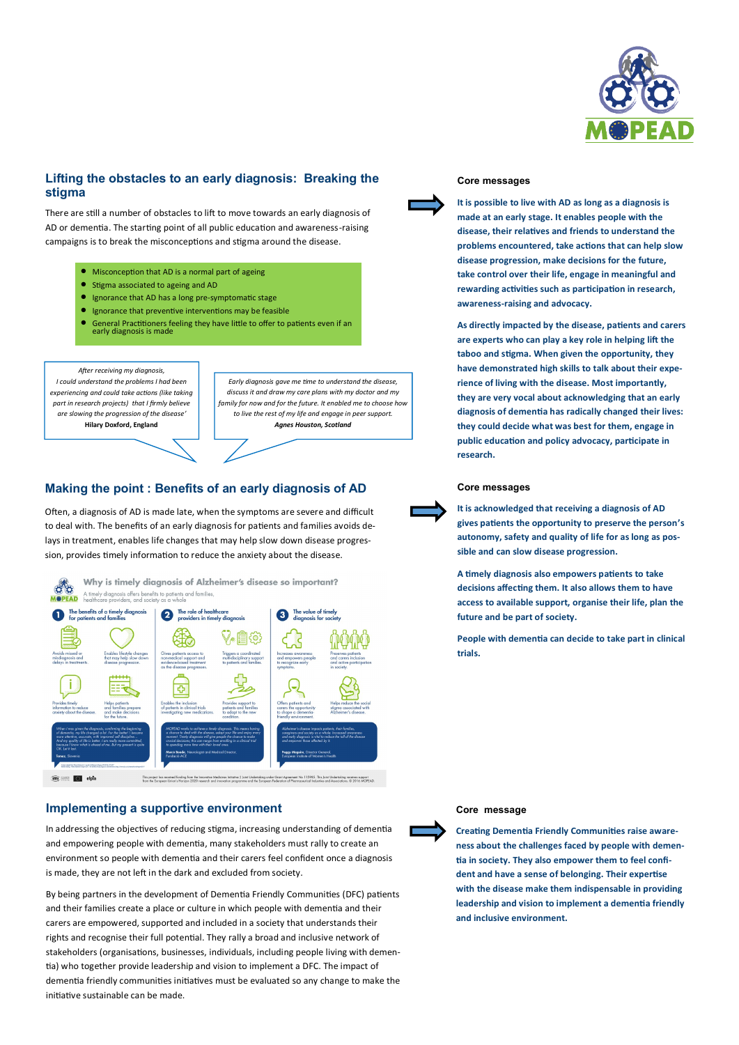## Lifting the obstacles to an early diagnosis: Breaking the stigma

There are still a number of obstacles to lift to move towards an early diagnosis of AD or dementia. The starting point of all public education and awareness-raising campaigns is to break the misconceptions and stigma around the disease.

- Misconception that AD is a normal part of ageing
- Stigma associated to ageing and AD
- Ignorance that AD has a long pre-symptomatic stage
- Ignorance that preventive interventions may be feasible
- General Practitioners feeling they have little to offer to patients even if an early diagnosis is made

*After receiving my diagnosis, I could understand the problems I had been experiencing and could take actions (like taking part in research projects) that I firmly believe are slowing the progression of the disease'*
**Hilary Doxford, England**

*Early diagnosis gave me time to understand the disease, discuss it and draw my care plans with my doctor and my family for now and for the future. It enabled me to choose how to live the rest of my life and engage in peer support.*
***Agnes Houston, Scotland***

### Core messages

**It is possible to live with AD as long as a diagnosis is made at an early stage. It enables people with the disease, their relatives and friends to understand the problems encountered, take actions that can help slow disease progression, make decisions for the future, take control over their life, engage in meaningful and rewarding activities such as participation in research, awareness-raising and advocacy.**

**As directly impacted by the disease, patients and carers are experts who can play a key role in helping lift the taboo and stigma. When given the opportunity, they have demonstrated high skills to talk about their experience of living with the disease. Most importantly, they are very vocal about acknowledging that an early diagnosis of dementia has radically changed their lives: they could decide what was best for them, engage in public education and policy advocacy, participate in research.**

## Making the point : Benefits of an early diagnosis of AD

Often, a diagnosis of AD is made late, when the symptoms are severe and difficult to deal with. The benefits of an early diagnosis for patients and families avoids delays in treatment, enables life changes that may help slow down disease progression, provides timely information to reduce the anxiety about the disease.

**Why is timely diagnosis of Alzheimer's disease so important?**

A timely diagnosis offers benefits to patients and families, healthcare providers, and society as a whole

1. **The benefits of a timely diagnosis for patients and families**
   - Avoids missed or misdiagnosis and delays in treatments.
   - Enables lifestyle changes that may help slow down disease progression.
   - Provides timely information to reduce anxiety about the disease.
   - Helps patients and families prepare and make decisions for the future.
2. **The role of healthcare providers in timely diagnosis**
   - Gives patients access to non-medical support and evidence-based treatment as the disease progresses.
   - Triggers a coordinated multidisciplinary support to patients and families.
   - Enables the inclusion of patients in clinical trials investigating new medications.
   - Provides support to patients and families to adapt to the new condition.
3. **The value of timely diagnosis for society**
   - Increases awareness and empowers people to recognize early symptoms.
   - Preserves patients and carers inclusion and active participation in society.
   - Offers patients and carers the opportunity to shape a dementia-friendly environment.
   - Helps reduce the social stigma associated with Alzheimer's disease.

### Core messages

**It is acknowledged that receiving a diagnosis of AD gives patients the opportunity to preserve the person's autonomy, safety and quality of life for as long as possible and can slow disease progression.**

**A timely diagnosis also empowers patients to take decisions affecting them. It also allows them to have access to available support, organise their life, plan the future and be part of society.**

**People with dementia can decide to take part in clinical trials.**

## Implementing a supportive environment

In addressing the objectives of reducing stigma, increasing understanding of dementia and empowering people with dementia, many stakeholders must rally to create an environment so people with dementia and their carers feel confident once a diagnosis is made, they are not left in the dark and excluded from society.

By being partners in the development of Dementia Friendly Communities (DFC) patients and their families create a place or culture in which people with dementia and their carers are empowered, supported and included in a society that understands their rights and recognise their full potential. They rally a broad and inclusive network of stakeholders (organisations, businesses, individuals, including people living with dementia) who together provide leadership and vision to implement a DFC. The impact of dementia friendly communities initiatives must be evaluated so any change to make the initiative sustainable can be made.

### Core message

**Creating Dementia Friendly Communities raise awareness about the challenges faced by people with dementia in society. They also empower them to feel confident and have a sense of belonging. Their expertise with the disease make them indispensable in providing leadership and vision to implement a dementia friendly and inclusive environment.**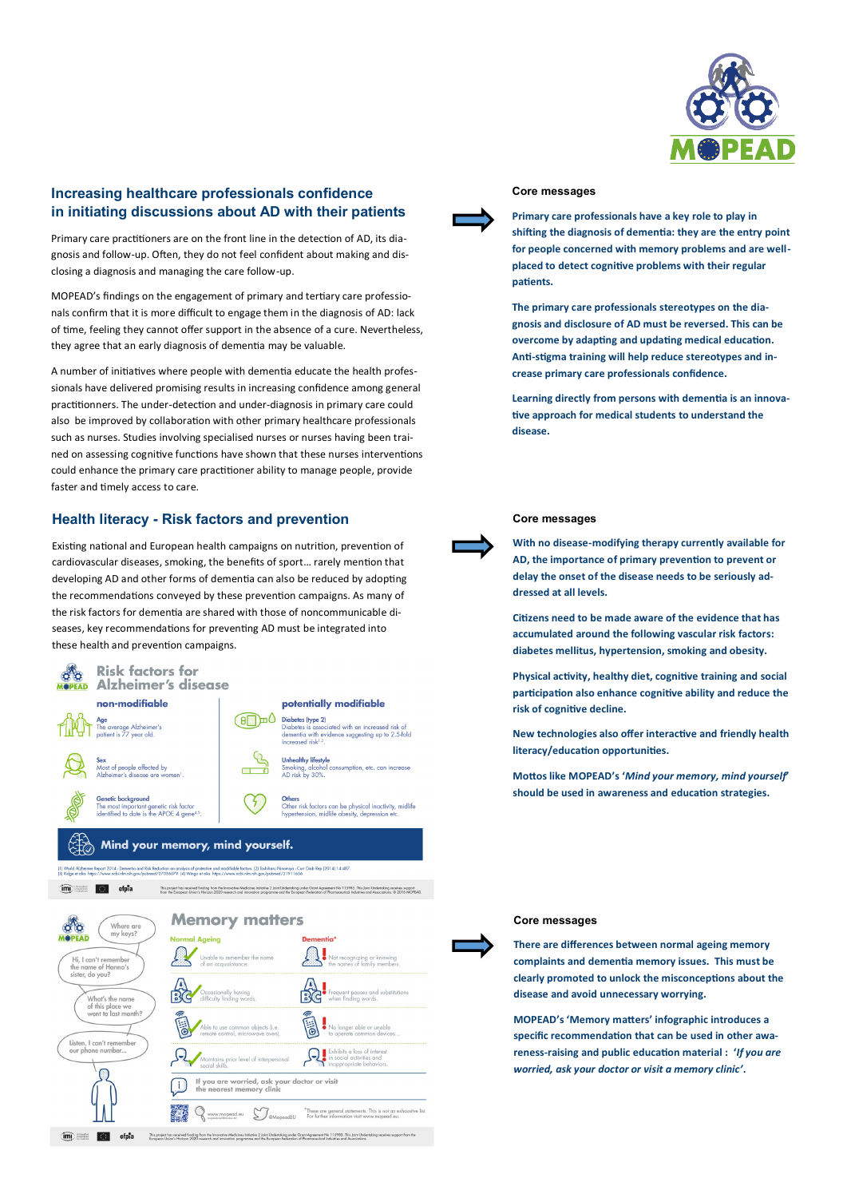## Increasing healthcare professionals confidence in initiating discussions about AD with their patients

Primary care practitioners are on the front line in the detection of AD, its diagnosis and follow-up. Often, they do not feel confident about making and disclosing a diagnosis and managing the care follow-up.

MOPEAD's findings on the engagement of primary and tertiary care professionals confirm that it is more difficult to engage them in the diagnosis of AD: lack of time, feeling they cannot offer support in the absence of a cure. Nevertheless, they agree that an early diagnosis of dementia may be valuable.

A number of initiatives where people with dementia educate the health professionals have delivered promising results in increasing confidence among general practitionners. The under-detection and under-diagnosis in primary care could also be improved by collaboration with other primary healthcare professionals such as nurses. Studies involving specialised nurses or nurses having been trained on assessing cognitive functions have shown that these nurses interventions could enhance the primary care practitioner ability to manage people, provide faster and timely access to care.

### Core messages

**Primary care professionals have a key role to play in shifting the diagnosis of dementia: they are the entry point for people concerned with memory problems and are well-placed to detect cognitive problems with their regular patients.**

**The primary care professionals stereotypes on the diagnosis and disclosure of AD must be reversed. This can be overcome by adapting and updating medical education. Anti-stigma training will help reduce stereotypes and increase primary care professionals confidence.**

**Learning directly from persons with dementia is an innovative approach for medical students to understand the disease.**

## Health literacy - Risk factors and prevention

Existing national and European health campaigns on nutrition, prevention of cardiovascular diseases, smoking, the benefits of sport… rarely mention that developing AD and other forms of dementia can also be reduced by adopting the recommendations conveyed by these prevention campaigns. As many of the risk factors for dementia are shared with those of noncommunicable diseases, key recommendations for preventing AD must be integrated into these health and prevention campaigns.

**Risk factors for Alzheimer's disease**

**non-modifiable**

- **Age** – The average Alzheimer's patient is 77 year old.
- **Sex** – Most of people affected by Alzheimer's disease are women[1].
- **Genetic background** – The most important genetic risk factor identified to date is the APOE 4 gene[4,5].

**potentially modifiable**

- **Diabetes (type 2)** – Diabetes is associated with an increased risk of dementia with evidence suggesting up to 2.5-fold increased risk[1,2].
- **Unhealthy lifestyle** – Smoking, alcohol consumption, etc. can increase AD risk by 30%.
- **Others** – Other risk factors can be physical inactivity, midlife hypertension, midlife obesity, depression etc.

**Mind your memory, mind yourself.**

### Core messages

**With no disease-modifying therapy currently available for AD, the importance of primary prevention to prevent or delay the onset of the disease needs to be seriously addressed at all levels.**

**Citizens need to be made aware of the evidence that has accumulated around the following vascular risk factors: diabetes mellitus, hypertension, smoking and obesity.**

**Physical activity, healthy diet, cognitive training and social participation also enhance cognitive ability and reduce the risk of cognitive decline.**

**New technologies also offer interactive and friendly health literacy/education opportunities.**

**Mottos like MOPEAD's '*Mind your memory, mind yourself*' should be used in awareness and education strategies.**

**Memory matters**

| Normal Ageing | Dementia* |
| --- | --- |
| Unable to remember the name of an acquaintance. | Not recognizing or knowing the names of family members. |
| Occasionally having difficulty finding words. | Frequent pauses and substitutions when finding words. |
| Able to use common objects (i.e. remote control, microwave oven). | No longer able or unable to operate common devices. |
| Maintains prior level of interpersonal social skills. | Exhibits a loss of interest in social activities and inappropriate behaviors. |

If you are worried, ask your doctor or visit the nearest memory clinic

*These are general statements. This is not an exhaustive list. For further information visit www.mopead.eu

### Core messages

**There are differences between normal ageing memory complaints and dementia memory issues. This must be clearly promoted to unlock the misconceptions about the disease and avoid unnecessary worrying.**

**MOPEAD's 'Memory matters' infographic introduces a specific recommendation that can be used in other awareness-raising and public education material : *'If you are worried, ask your doctor or visit a memory clinic'*.**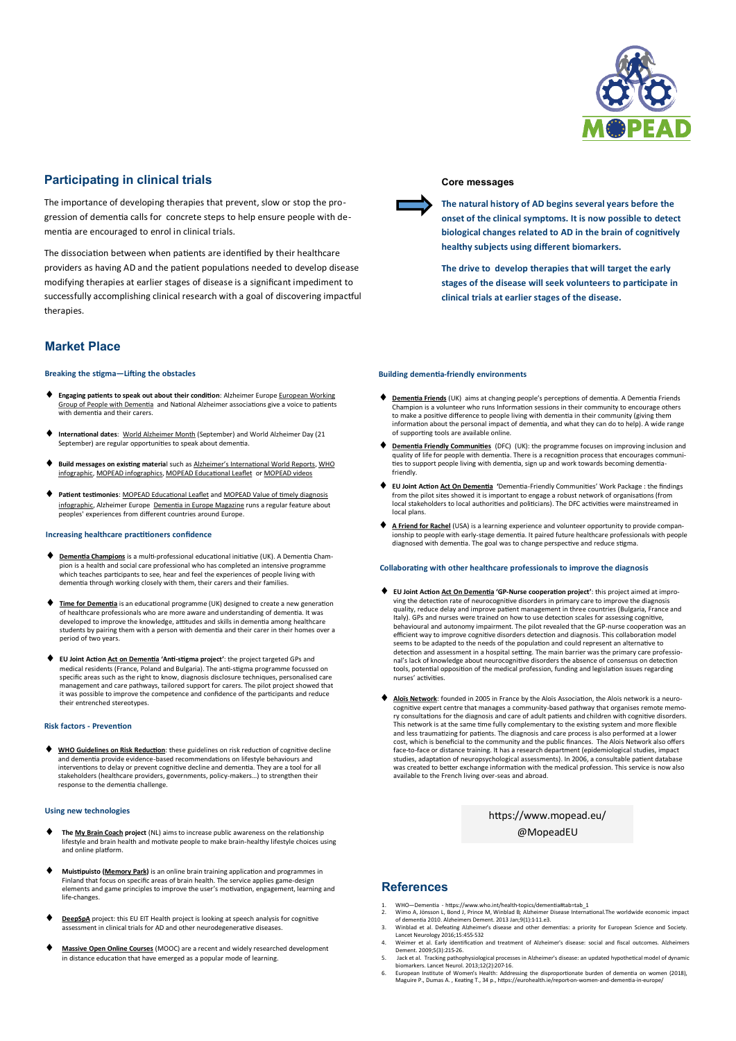## Participating in clinical trials

The importance of developing therapies that prevent, slow or stop the progression of dementia calls for concrete steps to help ensure people with dementia are encouraged to enrol in clinical trials.

The dissociation between when patients are identified by their healthcare providers as having AD and the patient populations needed to develop disease modifying therapies at earlier stages of disease is a significant impediment to successfully accomplishing clinical research with a goal of discovering impactful therapies.

### Core messages

**The natural history of AD begins several years before the onset of the clinical symptoms. It is now possible to detect biological changes related to AD in the brain of cognitively healthy subjects using different biomarkers.**

**The drive to develop therapies that will target the early stages of the disease will seek volunteers to participate in clinical trials at earlier stages of the disease.**

## Market Place

### Breaking the stigma—Lifting the obstacles

- **Engaging patients to speak out about their condition**: Alzheimer Europe European Working Group of People with Dementia and National Alzheimer associations give a voice to patients with dementia and their carers.
- **International dates**: World Alzheimer Month (September) and World Alzheimer Day (21 September) are regular opportunities to speak about dementia.
- **Build messages on existing material** such as Alzheimer's International World Reports, WHO infographic, MOPEAD infographics, MOPEAD Educational Leaflet or MOPEAD videos
- **Patient testimonies**: MOPEAD Educational Leaflet and MOPEAD Value of timely diagnosis infographic, Alzheimer Europe Dementia in Europe Magazine runs a regular feature about peoples' experiences from different countries around Europe.

### Increasing healthcare practitioners confidence

- **Dementia Champions** is a multi-professional educational initiative (UK). A Dementia Champion is a health and social care professional who has completed an intensive programme which teaches participants to see, hear and feel the experiences of people living with dementia through working closely with them, their carers and their families.
- **Time for Dementia** is an educational programme (UK) designed to create a new generation of healthcare professionals who are more aware and understanding of dementia. It was developed to improve the knowledge, attitudes and skills in dementia among healthcare students by pairing them with a person with dementia and their carer in their homes over a period of two years.
- **EU Joint Action Act on Dementia 'Anti-stigma project'**: the project targeted GPs and medical residents (France, Poland and Bulgaria). The anti-stigma programme focussed on specific areas such as the right to know, diagnosis disclosure techniques, personalised care management and care pathways, tailored support for carers. The pilot project showed that it was possible to improve the competence and confidence of the participants and reduce their entrenched stereotypes.

### Risk factors - Prevention

- **WHO Guidelines on Risk Reduction**: these guidelines on risk reduction of cognitive decline and dementia provide evidence-based recommendations on lifestyle behaviours and interventions to delay or prevent cognitive decline and dementia. They are a tool for all stakeholders (healthcare providers, governments, policy-makers…) to strengthen their response to the dementia challenge.

### Using new technologies

- **The My Brain Coach project** (NL) aims to increase public awareness on the relationship lifestyle and brain health and motivate people to make brain-healthy lifestyle choices using and online platform.
- **Muistipuisto (Memory Park)** is an online brain training application and programmes in Finland that focus on specific areas of brain health. The service applies game-design elements and game principles to improve the user's motivation, engagement, learning and life-changes.
- **DeepSpA** project: this EU EIT Health project is looking at speech analysis for cognitive assessment in clinical trials for AD and other neurodegenerative diseases.
- **Massive Open Online Courses** (MOOC) are a recent and widely researched development in distance education that have emerged as a popular mode of learning.

### Building dementia-friendly environments

- **Dementia Friends** (UK) aims at changing people's perceptions of dementia. A Dementia Friends Champion is a volunteer who runs Information sessions in their community to encourage others to make a positive difference to people living with dementia in their community (giving them information about the personal impact of dementia, and what they can do to help). A wide range of supporting tools are available online.
- **Dementia Friendly Communities** (DFC) (UK): the programme focuses on improving inclusion and quality of life for people with dementia. There is a recognition process that encourages communities to support people living with dementia, sign up and work towards becoming dementia-friendly.
- **EU Joint Action Act On Dementia** 'Dementia-Friendly Communities' Work Package : the findings from the pilot sites showed it is important to engage a robust network of organisations (from local stakeholders to local authorities and politicians). The DFC activities were mainstreamed in local plans.
- **A Friend for Rachel** (USA) is a learning experience and volunteer opportunity to provide companionship to people with early-stage dementia. It paired future healthcare professionals with people diagnosed with dementia. The goal was to change perspective and reduce stigma.

### Collaborating with other healthcare professionals to improve the diagnosis

- **EU Joint Action Act On Dementia 'GP-Nurse cooperation project'**: this project aimed at improving the detection rate of neurocognitive disorders in primary care to improve the diagnosis quality, reduce delay and improve patient management in three countries (Bulgaria, France and Italy). GPs and nurses were trained on how to use detection scales for assessing cognitive, behavioural and autonomy impairment. The pilot revealed that the GP-nurse cooperation was an efficient way to improve cognitive disorders detection and diagnosis. This collaboration model seems to be adapted to the needs of the population and could represent an alternative to detection and assessment in a hospital setting. The main barrier was the primary care professional's lack of knowledge about neurocognitive disorders the absence of consensus on detection tools, potential opposition of the medical profession, funding and legislation issues regarding nurses' activities.
- **Aloïs Network**: founded in 2005 in France by the Aloïs Association, the Aloïs network is a neurocognitive expert centre that manages a community-based pathway that organises remote memory consultations for the diagnosis and care of adult patients and children with cognitive disorders. This network is at the same time fully complementary to the existing system and more flexible and less traumatizing for patients. The diagnosis and care process is also performed at a lower cost, which is beneficial to the community and the public finances. The Alois Network also offers face-to-face or distance training. It has a research department (epidemiological studies, impact studies, adaptation of neuropsychological assessments). In 2006, a consultable patient database was created to better exchange information with the medical profession. This service is now also available to the French living over-seas and abroad.

https://www.mopead.eu/
@MopeadEU

## References

1. WHO—Dementia - https://www.who.int/health-topics/dementia#tab=tab_1
2. Wimo A, Jönsson L, Bond J, Prince M, Winblad B; Alzheimer Disease International.The worldwide economic impact of dementia 2010. Alzheimers Dement. 2013 Jan;9(1):1-11.e3.
3. Winblad et al. Defeating Alzheimer's disease and other dementias: a priority for European Science and Society. Lancet Neurology 2016;15:455-532
4. Weimer et al. Early identification and treatment of Alzheimer's disease: social and fiscal outcomes. Alzheimers Dement. 2009;5(3):215-26.
5. Jack et al. Tracking pathophysiological processes in Alzheimer's disease: an updated hypothetical model of dynamic biomarkers. Lancet Neurol. 2013;12(2):207-16.
6. European Institute of Women's Health: Addressing the disproportionate burden of dementia on women (2018), Maguire P., Dumas A. , Keating T., 34 p., https://eurohealth.ie/report-on-women-and-dementia-in-europe/